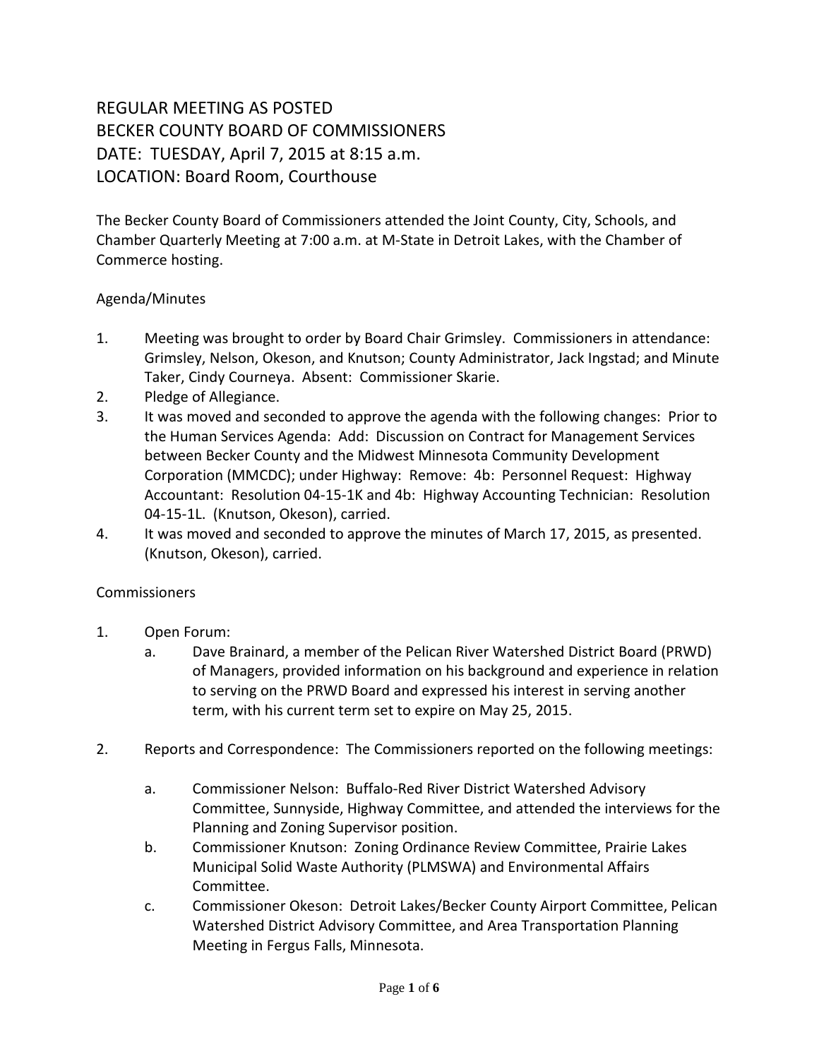# REGULAR MEETING AS POSTED
# BECKER COUNTY BOARD OF COMMISSIONERS
# DATE: TUESDAY, April 7, 2015 at 8:15 a.m.
# LOCATION: Board Room, Courthouse

The Becker County Board of Commissioners attended the Joint County, City, Schools, and Chamber Quarterly Meeting at 7:00 a.m. at M-State in Detroit Lakes, with the Chamber of Commerce hosting.

## Agenda/Minutes

1. Meeting was brought to order by Board Chair Grimsley. Commissioners in attendance: Grimsley, Nelson, Okeson, and Knutson; County Administrator, Jack Ingstad; and Minute Taker, Cindy Courneya. Absent: Commissioner Skarie.
2. Pledge of Allegiance.
3. It was moved and seconded to approve the agenda with the following changes: Prior to the Human Services Agenda: Add: Discussion on Contract for Management Services between Becker County and the Midwest Minnesota Community Development Corporation (MMCDC); under Highway: Remove: 4b: Personnel Request: Highway Accountant: Resolution 04-15-1K and 4b: Highway Accounting Technician: Resolution 04-15-1L. (Knutson, Okeson), carried.
4. It was moved and seconded to approve the minutes of March 17, 2015, as presented. (Knutson, Okeson), carried.

## Commissioners

1. Open Forum:
   a. Dave Brainard, a member of the Pelican River Watershed District Board (PRWD) of Managers, provided information on his background and experience in relation to serving on the PRWD Board and expressed his interest in serving another term, with his current term set to expire on May 25, 2015.

2. Reports and Correspondence: The Commissioners reported on the following meetings:

   a. Commissioner Nelson: Buffalo-Red River District Watershed Advisory Committee, Sunnyside, Highway Committee, and attended the interviews for the Planning and Zoning Supervisor position.
   b. Commissioner Knutson: Zoning Ordinance Review Committee, Prairie Lakes Municipal Solid Waste Authority (PLMSWA) and Environmental Affairs Committee.
   c. Commissioner Okeson: Detroit Lakes/Becker County Airport Committee, Pelican Watershed District Advisory Committee, and Area Transportation Planning Meeting in Fergus Falls, Minnesota.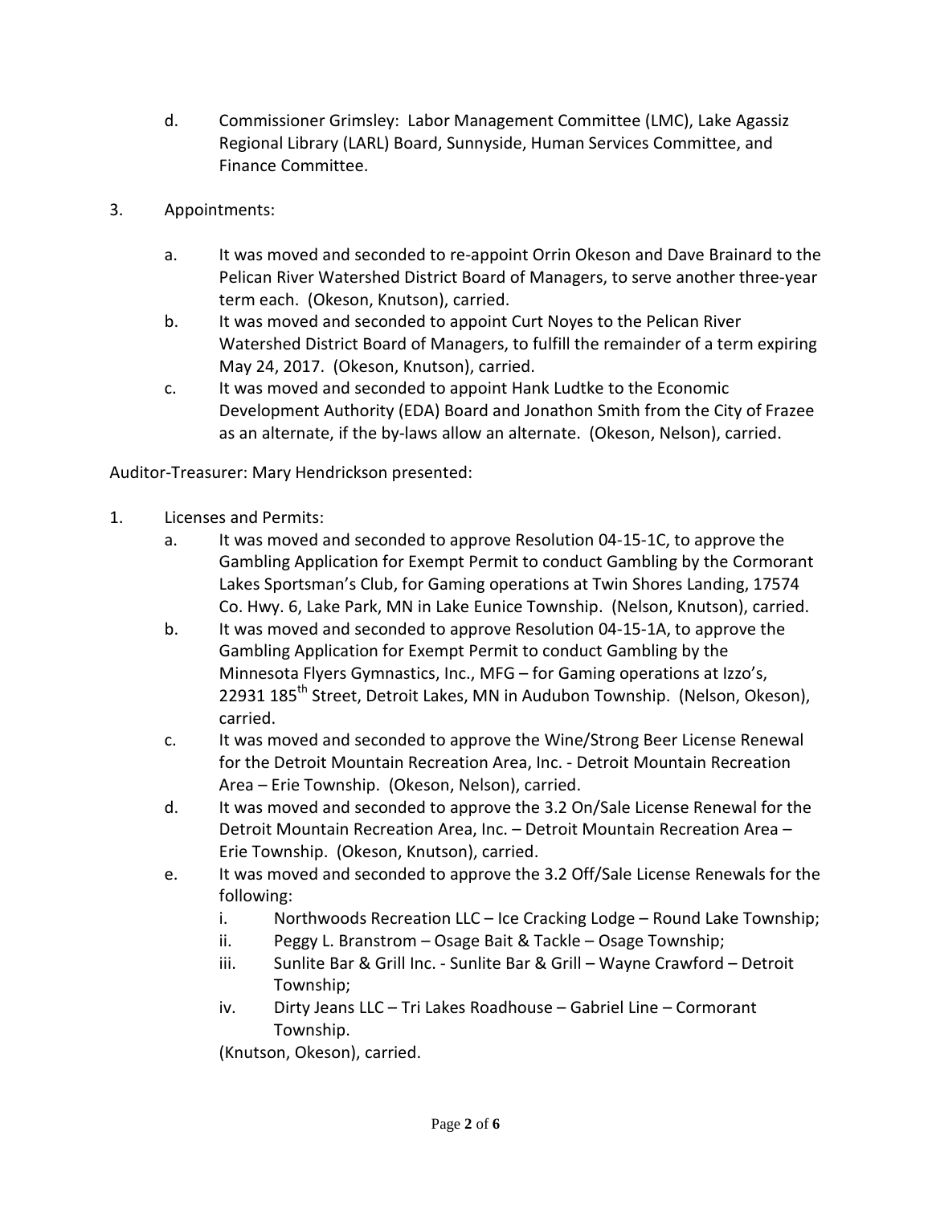d. Commissioner Grimsley: Labor Management Committee (LMC), Lake Agassiz Regional Library (LARL) Board, Sunnyside, Human Services Committee, and Finance Committee.

3. Appointments:

   a. It was moved and seconded to re-appoint Orrin Okeson and Dave Brainard to the Pelican River Watershed District Board of Managers, to serve another three-year term each. (Okeson, Knutson), carried.
   b. It was moved and seconded to appoint Curt Noyes to the Pelican River Watershed District Board of Managers, to fulfill the remainder of a term expiring May 24, 2017. (Okeson, Knutson), carried.
   c. It was moved and seconded to appoint Hank Ludtke to the Economic Development Authority (EDA) Board and Jonathon Smith from the City of Frazee as an alternate, if the by-laws allow an alternate. (Okeson, Nelson), carried.

Auditor-Treasurer: Mary Hendrickson presented:

1. Licenses and Permits:
   a. It was moved and seconded to approve Resolution 04-15-1C, to approve the Gambling Application for Exempt Permit to conduct Gambling by the Cormorant Lakes Sportsman's Club, for Gaming operations at Twin Shores Landing, 17574 Co. Hwy. 6, Lake Park, MN in Lake Eunice Township. (Nelson, Knutson), carried.
   b. It was moved and seconded to approve Resolution 04-15-1A, to approve the Gambling Application for Exempt Permit to conduct Gambling by the Minnesota Flyers Gymnastics, Inc., MFG – for Gaming operations at Izzo's, 22931 185th Street, Detroit Lakes, MN in Audubon Township. (Nelson, Okeson), carried.
   c. It was moved and seconded to approve the Wine/Strong Beer License Renewal for the Detroit Mountain Recreation Area, Inc. - Detroit Mountain Recreation Area – Erie Township. (Okeson, Nelson), carried.
   d. It was moved and seconded to approve the 3.2 On/Sale License Renewal for the Detroit Mountain Recreation Area, Inc. – Detroit Mountain Recreation Area – Erie Township. (Okeson, Knutson), carried.
   e. It was moved and seconded to approve the 3.2 Off/Sale License Renewals for the following:
      i. Northwoods Recreation LLC – Ice Cracking Lodge – Round Lake Township;
      ii. Peggy L. Branstrom – Osage Bait & Tackle – Osage Township;
      iii. Sunlite Bar & Grill Inc. - Sunlite Bar & Grill – Wayne Crawford – Detroit Township;
      iv. Dirty Jeans LLC – Tri Lakes Roadhouse – Gabriel Line – Cormorant Township.

      (Knutson, Okeson), carried.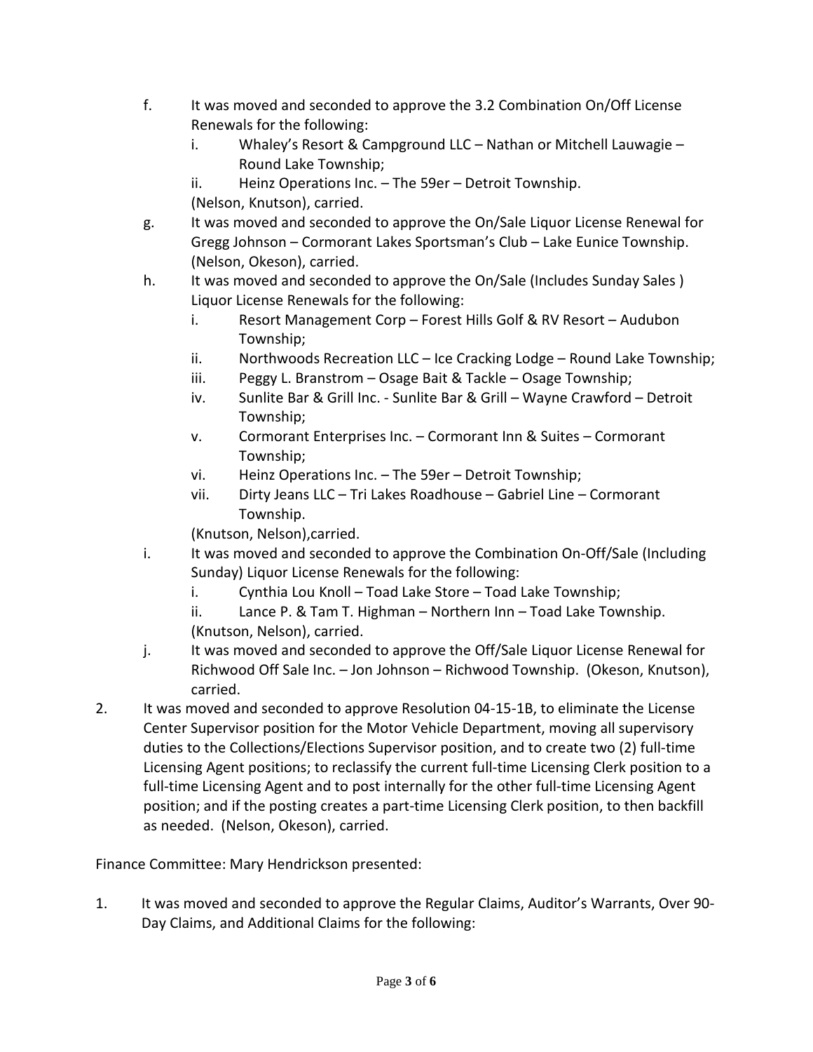f. It was moved and seconded to approve the 3.2 Combination On/Off License Renewals for the following:
   i. Whaley's Resort & Campground LLC – Nathan or Mitchell Lauwagie – Round Lake Township;
   ii. Heinz Operations Inc. – The 59er – Detroit Township.
   (Nelson, Knutson), carried.

g. It was moved and seconded to approve the On/Sale Liquor License Renewal for Gregg Johnson – Cormorant Lakes Sportsman's Club – Lake Eunice Township. (Nelson, Okeson), carried.

h. It was moved and seconded to approve the On/Sale (Includes Sunday Sales ) Liquor License Renewals for the following:
   i. Resort Management Corp – Forest Hills Golf & RV Resort – Audubon Township;
   ii. Northwoods Recreation LLC – Ice Cracking Lodge – Round Lake Township;
   iii. Peggy L. Branstrom – Osage Bait & Tackle – Osage Township;
   iv. Sunlite Bar & Grill Inc. - Sunlite Bar & Grill – Wayne Crawford – Detroit Township;
   v. Cormorant Enterprises Inc. – Cormorant Inn & Suites – Cormorant Township;
   vi. Heinz Operations Inc. – The 59er – Detroit Township;
   vii. Dirty Jeans LLC – Tri Lakes Roadhouse – Gabriel Line – Cormorant Township.
   (Knutson, Nelson),carried.

i. It was moved and seconded to approve the Combination On-Off/Sale (Including Sunday) Liquor License Renewals for the following:
   i. Cynthia Lou Knoll – Toad Lake Store – Toad Lake Township;
   ii. Lance P. & Tam T. Highman – Northern Inn – Toad Lake Township.
   (Knutson, Nelson), carried.

j. It was moved and seconded to approve the Off/Sale Liquor License Renewal for Richwood Off Sale Inc. – Jon Johnson – Richwood Township. (Okeson, Knutson), carried.

2. It was moved and seconded to approve Resolution 04-15-1B, to eliminate the License Center Supervisor position for the Motor Vehicle Department, moving all supervisory duties to the Collections/Elections Supervisor position, and to create two (2) full-time Licensing Agent positions; to reclassify the current full-time Licensing Clerk position to a full-time Licensing Agent and to post internally for the other full-time Licensing Agent position; and if the posting creates a part-time Licensing Clerk position, to then backfill as needed. (Nelson, Okeson), carried.

Finance Committee: Mary Hendrickson presented:

1. It was moved and seconded to approve the Regular Claims, Auditor's Warrants, Over 90-Day Claims, and Additional Claims for the following: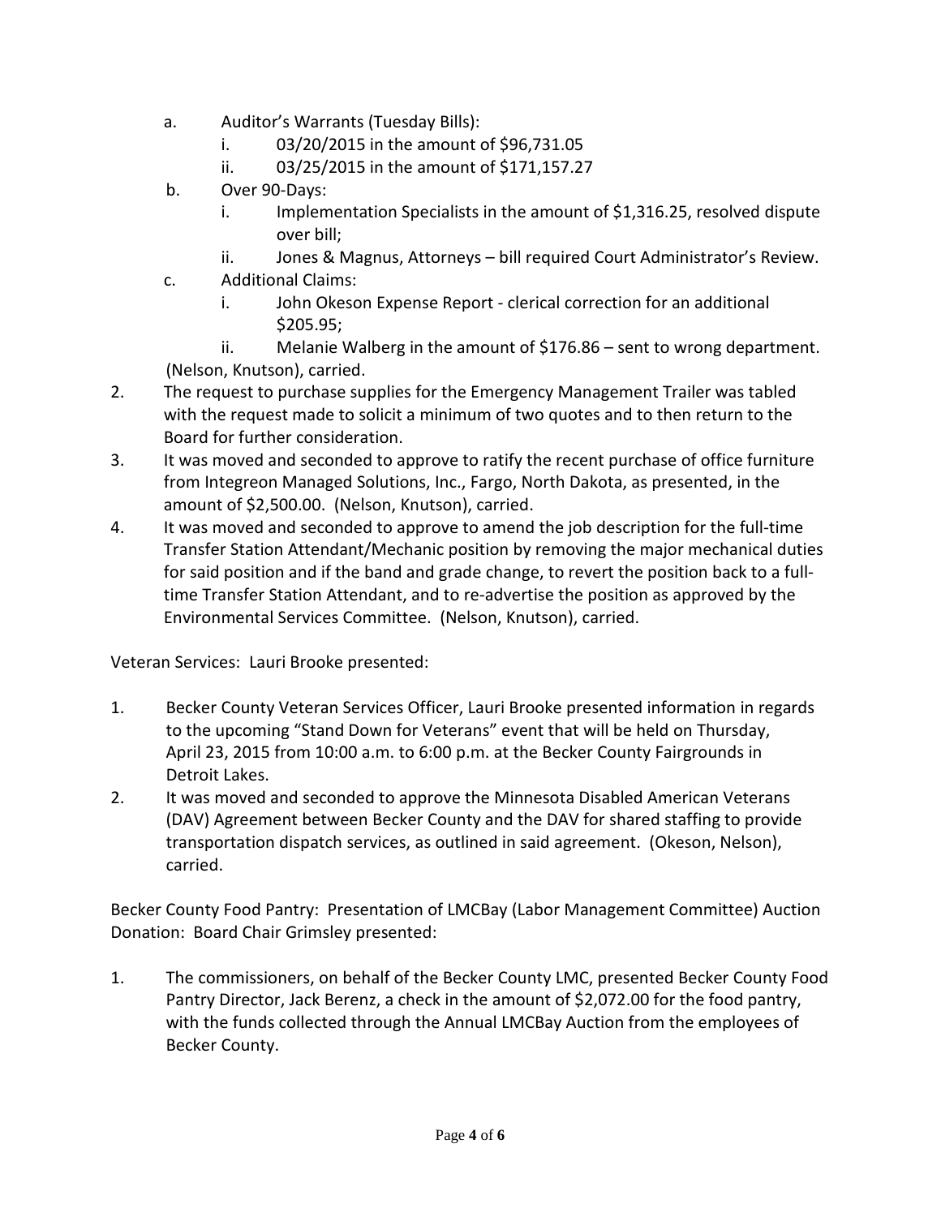a. Auditor's Warrants (Tuesday Bills):
   i. 03/20/2015 in the amount of $96,731.05
   ii. 03/25/2015 in the amount of $171,157.27

b. Over 90-Days:
   i. Implementation Specialists in the amount of $1,316.25, resolved dispute over bill;
   ii. Jones & Magnus, Attorneys – bill required Court Administrator's Review.

c. Additional Claims:
   i. John Okeson Expense Report - clerical correction for an additional $205.95;
   ii. Melanie Walberg in the amount of $176.86 – sent to wrong department.

(Nelson, Knutson), carried.

2. The request to purchase supplies for the Emergency Management Trailer was tabled with the request made to solicit a minimum of two quotes and to then return to the Board for further consideration.
3. It was moved and seconded to approve to ratify the recent purchase of office furniture from Integreon Managed Solutions, Inc., Fargo, North Dakota, as presented, in the amount of $2,500.00. (Nelson, Knutson), carried.
4. It was moved and seconded to approve to amend the job description for the full-time Transfer Station Attendant/Mechanic position by removing the major mechanical duties for said position and if the band and grade change, to revert the position back to a full-time Transfer Station Attendant, and to re-advertise the position as approved by the Environmental Services Committee. (Nelson, Knutson), carried.

Veteran Services: Lauri Brooke presented:

1. Becker County Veteran Services Officer, Lauri Brooke presented information in regards to the upcoming "Stand Down for Veterans" event that will be held on Thursday, April 23, 2015 from 10:00 a.m. to 6:00 p.m. at the Becker County Fairgrounds in Detroit Lakes.
2. It was moved and seconded to approve the Minnesota Disabled American Veterans (DAV) Agreement between Becker County and the DAV for shared staffing to provide transportation dispatch services, as outlined in said agreement. (Okeson, Nelson), carried.

Becker County Food Pantry: Presentation of LMCBay (Labor Management Committee) Auction Donation: Board Chair Grimsley presented:

1. The commissioners, on behalf of the Becker County LMC, presented Becker County Food Pantry Director, Jack Berenz, a check in the amount of $2,072.00 for the food pantry, with the funds collected through the Annual LMCBay Auction from the employees of Becker County.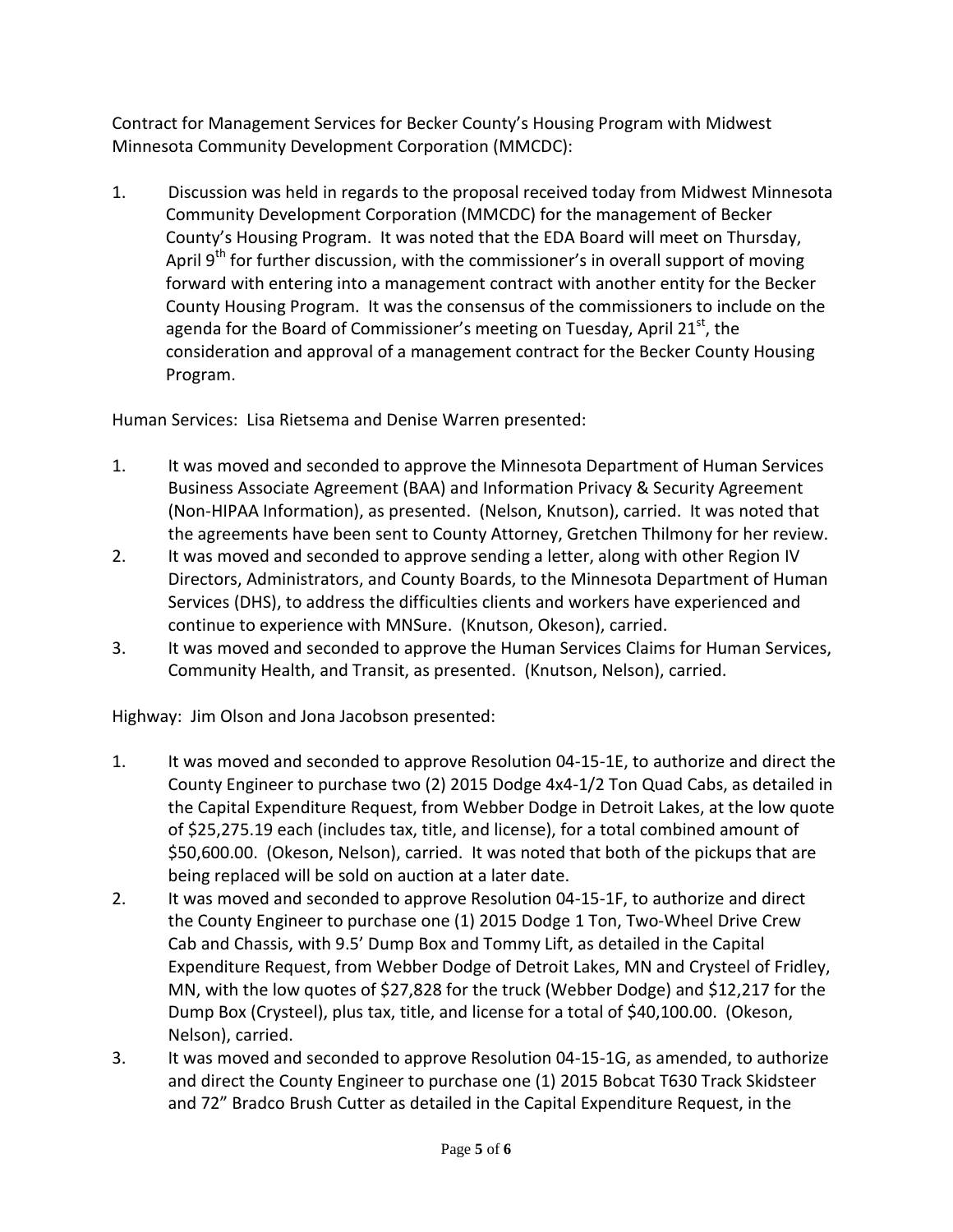Contract for Management Services for Becker County's Housing Program with Midwest Minnesota Community Development Corporation (MMCDC):

1. Discussion was held in regards to the proposal received today from Midwest Minnesota Community Development Corporation (MMCDC) for the management of Becker County's Housing Program. It was noted that the EDA Board will meet on Thursday, April 9th for further discussion, with the commissioner's in overall support of moving forward with entering into a management contract with another entity for the Becker County Housing Program. It was the consensus of the commissioners to include on the agenda for the Board of Commissioner's meeting on Tuesday, April 21st, the consideration and approval of a management contract for the Becker County Housing Program.

Human Services: Lisa Rietsema and Denise Warren presented:

1. It was moved and seconded to approve the Minnesota Department of Human Services Business Associate Agreement (BAA) and Information Privacy & Security Agreement (Non-HIPAA Information), as presented. (Nelson, Knutson), carried. It was noted that the agreements have been sent to County Attorney, Gretchen Thilmony for her review.
2. It was moved and seconded to approve sending a letter, along with other Region IV Directors, Administrators, and County Boards, to the Minnesota Department of Human Services (DHS), to address the difficulties clients and workers have experienced and continue to experience with MNSure. (Knutson, Okeson), carried.
3. It was moved and seconded to approve the Human Services Claims for Human Services, Community Health, and Transit, as presented. (Knutson, Nelson), carried.

Highway: Jim Olson and Jona Jacobson presented:

1. It was moved and seconded to approve Resolution 04-15-1E, to authorize and direct the County Engineer to purchase two (2) 2015 Dodge 4x4-1/2 Ton Quad Cabs, as detailed in the Capital Expenditure Request, from Webber Dodge in Detroit Lakes, at the low quote of $25,275.19 each (includes tax, title, and license), for a total combined amount of $50,600.00. (Okeson, Nelson), carried. It was noted that both of the pickups that are being replaced will be sold on auction at a later date.
2. It was moved and seconded to approve Resolution 04-15-1F, to authorize and direct the County Engineer to purchase one (1) 2015 Dodge 1 Ton, Two-Wheel Drive Crew Cab and Chassis, with 9.5' Dump Box and Tommy Lift, as detailed in the Capital Expenditure Request, from Webber Dodge of Detroit Lakes, MN and Crysteel of Fridley, MN, with the low quotes of $27,828 for the truck (Webber Dodge) and $12,217 for the Dump Box (Crysteel), plus tax, title, and license for a total of $40,100.00. (Okeson, Nelson), carried.
3. It was moved and seconded to approve Resolution 04-15-1G, as amended, to authorize and direct the County Engineer to purchase one (1) 2015 Bobcat T630 Track Skidsteer and 72" Bradco Brush Cutter as detailed in the Capital Expenditure Request, in the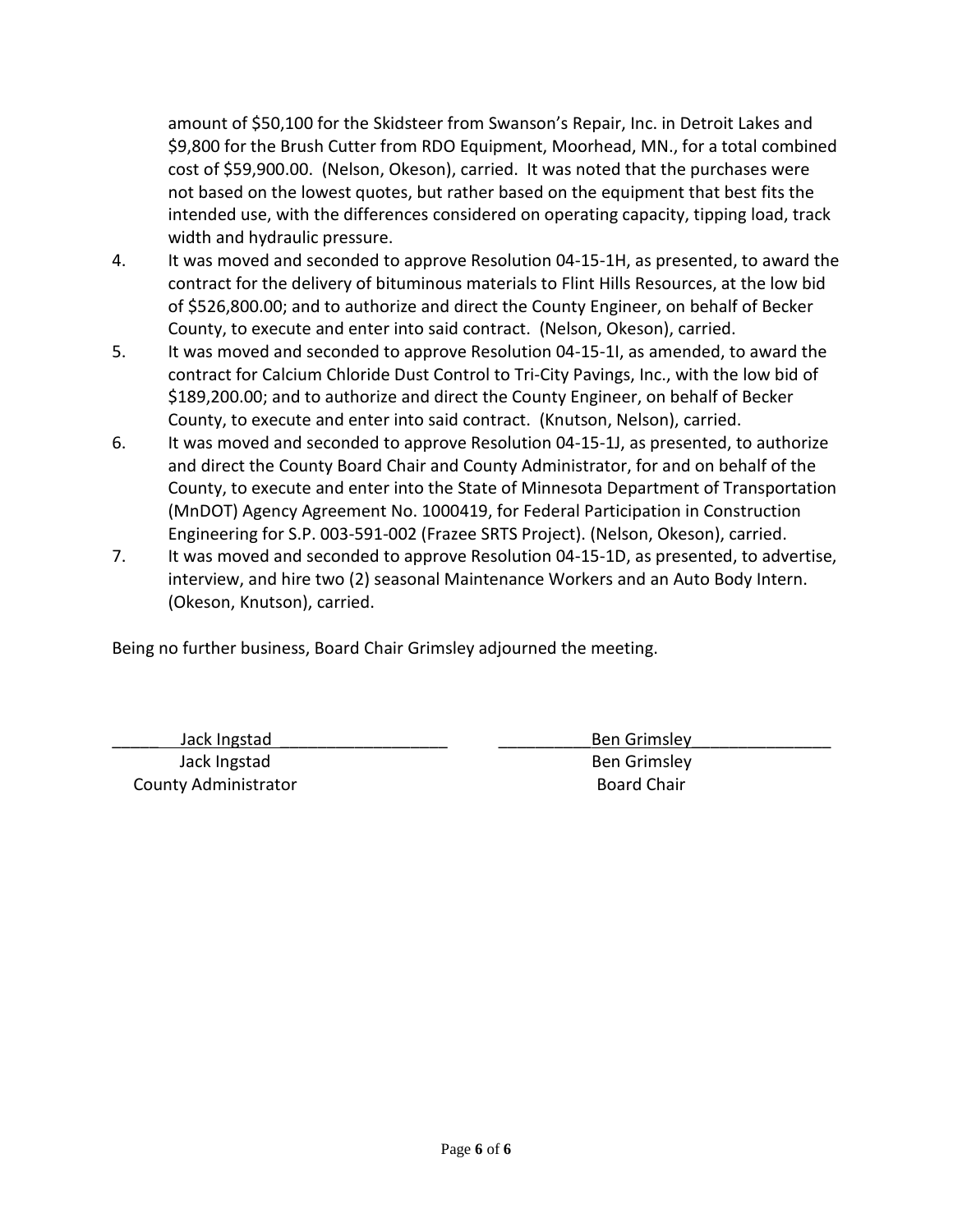amount of $50,100 for the Skidsteer from Swanson's Repair, Inc. in Detroit Lakes and $9,800 for the Brush Cutter from RDO Equipment, Moorhead, MN., for a total combined cost of $59,900.00. (Nelson, Okeson), carried. It was noted that the purchases were not based on the lowest quotes, but rather based on the equipment that best fits the intended use, with the differences considered on operating capacity, tipping load, track width and hydraulic pressure.

4. It was moved and seconded to approve Resolution 04-15-1H, as presented, to award the contract for the delivery of bituminous materials to Flint Hills Resources, at the low bid of $526,800.00; and to authorize and direct the County Engineer, on behalf of Becker County, to execute and enter into said contract. (Nelson, Okeson), carried.
5. It was moved and seconded to approve Resolution 04-15-1I, as amended, to award the contract for Calcium Chloride Dust Control to Tri-City Pavings, Inc., with the low bid of $189,200.00; and to authorize and direct the County Engineer, on behalf of Becker County, to execute and enter into said contract. (Knutson, Nelson), carried.
6. It was moved and seconded to approve Resolution 04-15-1J, as presented, to authorize and direct the County Board Chair and County Administrator, for and on behalf of the County, to execute and enter into the State of Minnesota Department of Transportation (MnDOT) Agency Agreement No. 1000419, for Federal Participation in Construction Engineering for S.P. 003-591-002 (Frazee SRTS Project). (Nelson, Okeson), carried.
7. It was moved and seconded to approve Resolution 04-15-1D, as presented, to advertise, interview, and hire two (2) seasonal Maintenance Workers and an Auto Body Intern. (Okeson, Knutson), carried.

Being no further business, Board Chair Grimsley adjourned the meeting.

| | |
|---|---|
| Jack Ingstad | Ben Grimsley |
| Jack Ingstad | Ben Grimsley |
| County Administrator | Board Chair |